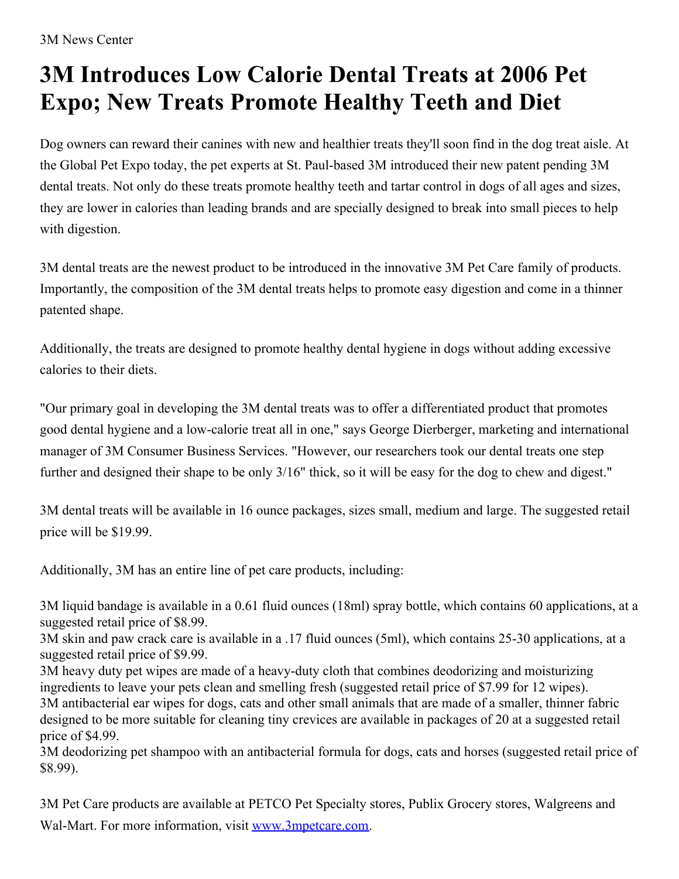3M News Center

# 3M Introduces Low Calorie Dental Treats at 2006 Pet Expo; New Treats Promote Healthy Teeth and Diet

Dog owners can reward their canines with new and healthier treats they'll soon find in the dog treat aisle. At the Global Pet Expo today, the pet experts at St. Paul-based 3M introduced their new patent pending 3M dental treats. Not only do these treats promote healthy teeth and tartar control in dogs of all ages and sizes, they are lower in calories than leading brands and are specially designed to break into small pieces to help with digestion.

3M dental treats are the newest product to be introduced in the innovative 3M Pet Care family of products. Importantly, the composition of the 3M dental treats helps to promote easy digestion and come in a thinner patented shape.

Additionally, the treats are designed to promote healthy dental hygiene in dogs without adding excessive calories to their diets.

"Our primary goal in developing the 3M dental treats was to offer a differentiated product that promotes good dental hygiene and a low-calorie treat all in one," says George Dierberger, marketing and international manager of 3M Consumer Business Services. "However, our researchers took our dental treats one step further and designed their shape to be only 3/16" thick, so it will be easy for the dog to chew and digest."

3M dental treats will be available in 16 ounce packages, sizes small, medium and large. The suggested retail price will be $19.99.

Additionally, 3M has an entire line of pet care products, including:

3M liquid bandage is available in a 0.61 fluid ounces (18ml) spray bottle, which contains 60 applications, at a suggested retail price of $8.99.
3M skin and paw crack care is available in a .17 fluid ounces (5ml), which contains 25-30 applications, at a suggested retail price of $9.99.
3M heavy duty pet wipes are made of a heavy-duty cloth that combines deodorizing and moisturizing ingredients to leave your pets clean and smelling fresh (suggested retail price of $7.99 for 12 wipes).
3M antibacterial ear wipes for dogs, cats and other small animals that are made of a smaller, thinner fabric designed to be more suitable for cleaning tiny crevices are available in packages of 20 at a suggested retail price of $4.99.
3M deodorizing pet shampoo with an antibacterial formula for dogs, cats and horses (suggested retail price of $8.99).

3M Pet Care products are available at PETCO Pet Specialty stores, Publix Grocery stores, Walgreens and Wal-Mart. For more information, visit www.3mpetcare.com.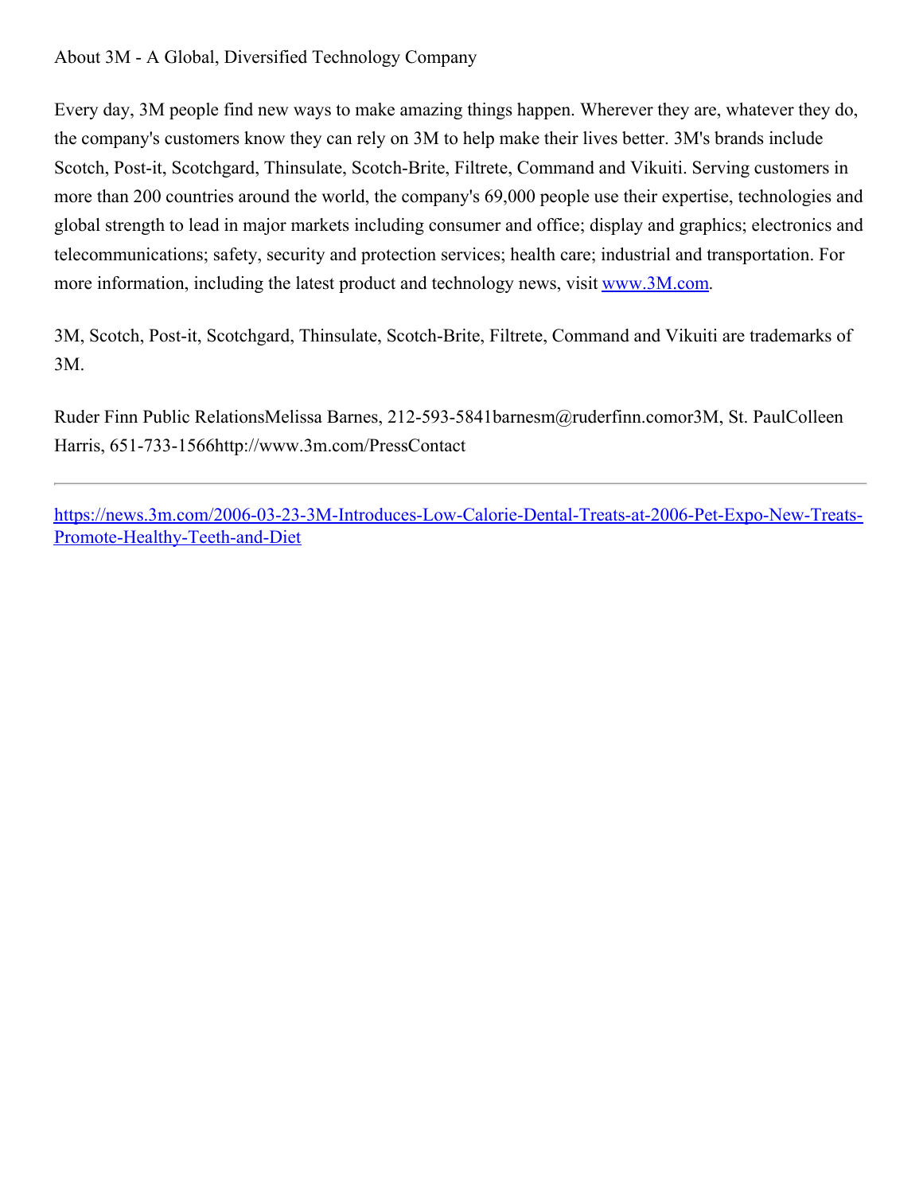About 3M - A Global, Diversified Technology Company

Every day, 3M people find new ways to make amazing things happen. Wherever they are, whatever they do, the company's customers know they can rely on 3M to help make their lives better. 3M's brands include Scotch, Post-it, Scotchgard, Thinsulate, Scotch-Brite, Filtrete, Command and Vikuiti. Serving customers in more than 200 countries around the world, the company's 69,000 people use their expertise, technologies and global strength to lead in major markets including consumer and office; display and graphics; electronics and telecommunications; safety, security and protection services; health care; industrial and transportation. For more information, including the latest product and technology news, visit [www.3M.com](http://www.3M.com).

3M, Scotch, Post-it, Scotchgard, Thinsulate, Scotch-Brite, Filtrete, Command and Vikuiti are trademarks of 3M.

Ruder Finn Public RelationsMelissa Barnes, 212-593-5841barnesm@ruderfinn.comor3M, St. PaulColleen Harris, 651-733-1566http://www.3m.com/PressContact

---

[https://news.3m.com/2006-03-23-3M-Introduces-Low-Calorie-Dental-Treats-at-2006-Pet-Expo-New-Treats-Promote-Healthy-Teeth-and-Diet](https://news.3m.com/2006-03-23-3M-Introduces-Low-Calorie-Dental-Treats-at-2006-Pet-Expo-New-Treats-Promote-Healthy-Teeth-and-Diet)